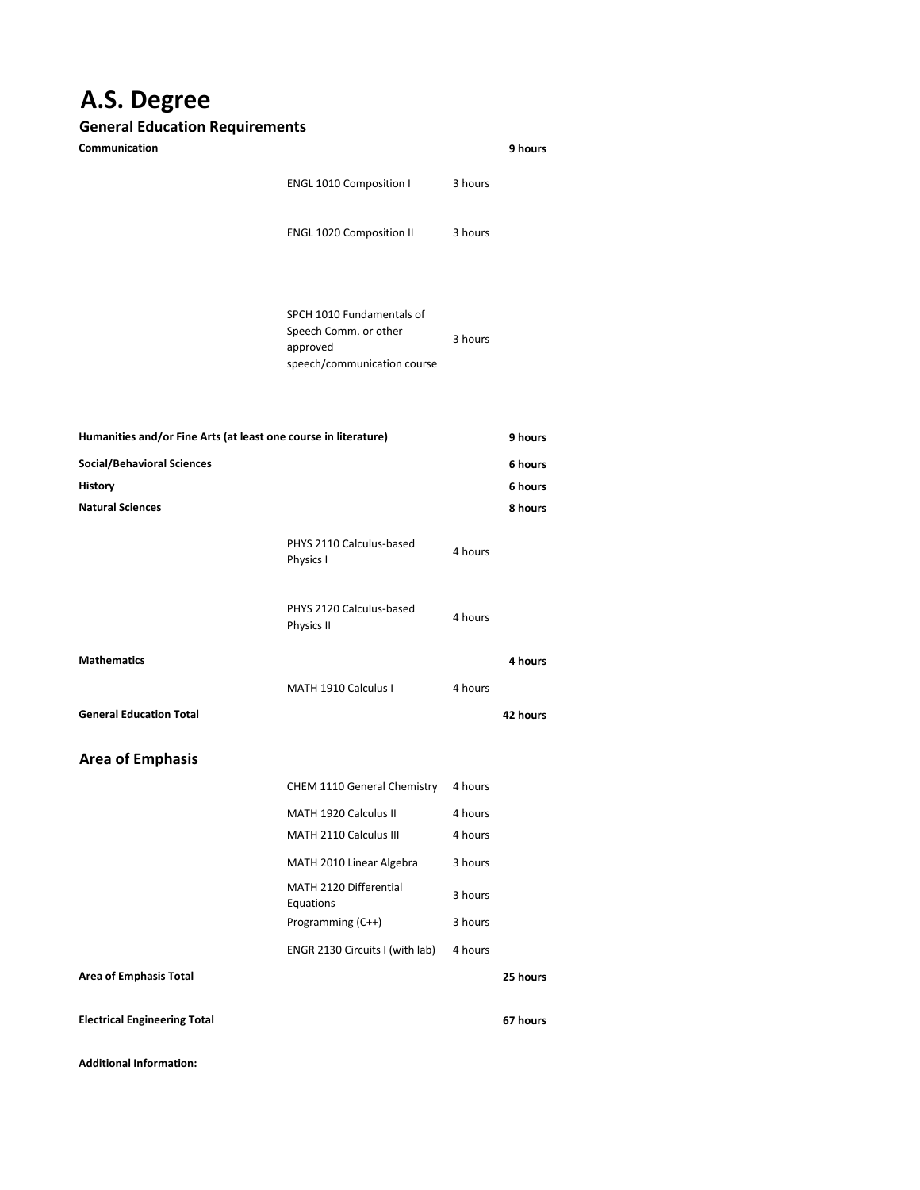# A.S. Degree

## General Education Requirements

| | | | |
|---|---|---|---|
| **Communication** | | | **9 hours** |
| | ENGL 1010 Composition I | 3 hours | |
| | ENGL 1020 Composition II | 3 hours | |
| | SPCH 1010 Fundamentals of Speech Comm. or other approved speech/communication course | 3 hours | |
| **Humanities and/or Fine Arts (at least one course in literature)** | | | **9 hours** |
| **Social/Behavioral Sciences** | | | **6 hours** |
| **History** | | | **6 hours** |
| **Natural Sciences** | | | **8 hours** |
| | PHYS 2110 Calculus-based Physics I | 4 hours | |
| | PHYS 2120 Calculus-based Physics II | 4 hours | |
| **Mathematics** | | | **4 hours** |
| | MATH 1910 Calculus I | 4 hours | |
| **General Education Total** | | | **42 hours** |

## Area of Emphasis

| | | | |
|---|---|---|---|
| | CHEM 1110 General Chemistry | 4 hours | |
| | MATH 1920 Calculus II | 4 hours | |
| | MATH 2110 Calculus III | 4 hours | |
| | MATH 2010 Linear Algebra | 3 hours | |
| | MATH 2120 Differential Equations | 3 hours | |
| | Programming (C++) | 3 hours | |
| | ENGR 2130 Circuits I (with lab) | 4 hours | |
| **Area of Emphasis Total** | | | **25 hours** |
| **Electrical Engineering Total** | | | **67 hours** |

**Additional Information:**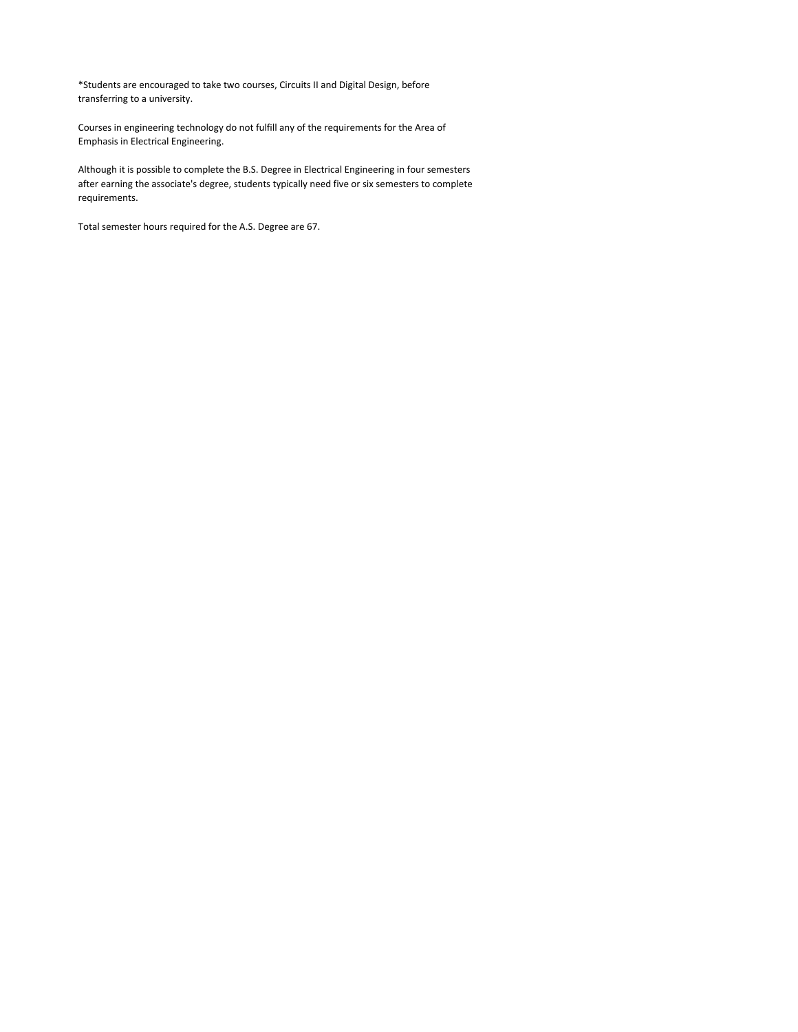*Students are encouraged to take two courses, Circuits II and Digital Design, before transferring to a university.

Courses in engineering technology do not fulfill any of the requirements for the Area of Emphasis in Electrical Engineering.

Although it is possible to complete the B.S. Degree in Electrical Engineering in four semesters after earning the associate's degree, students typically need five or six semesters to complete requirements.

Total semester hours required for the A.S. Degree are 67.